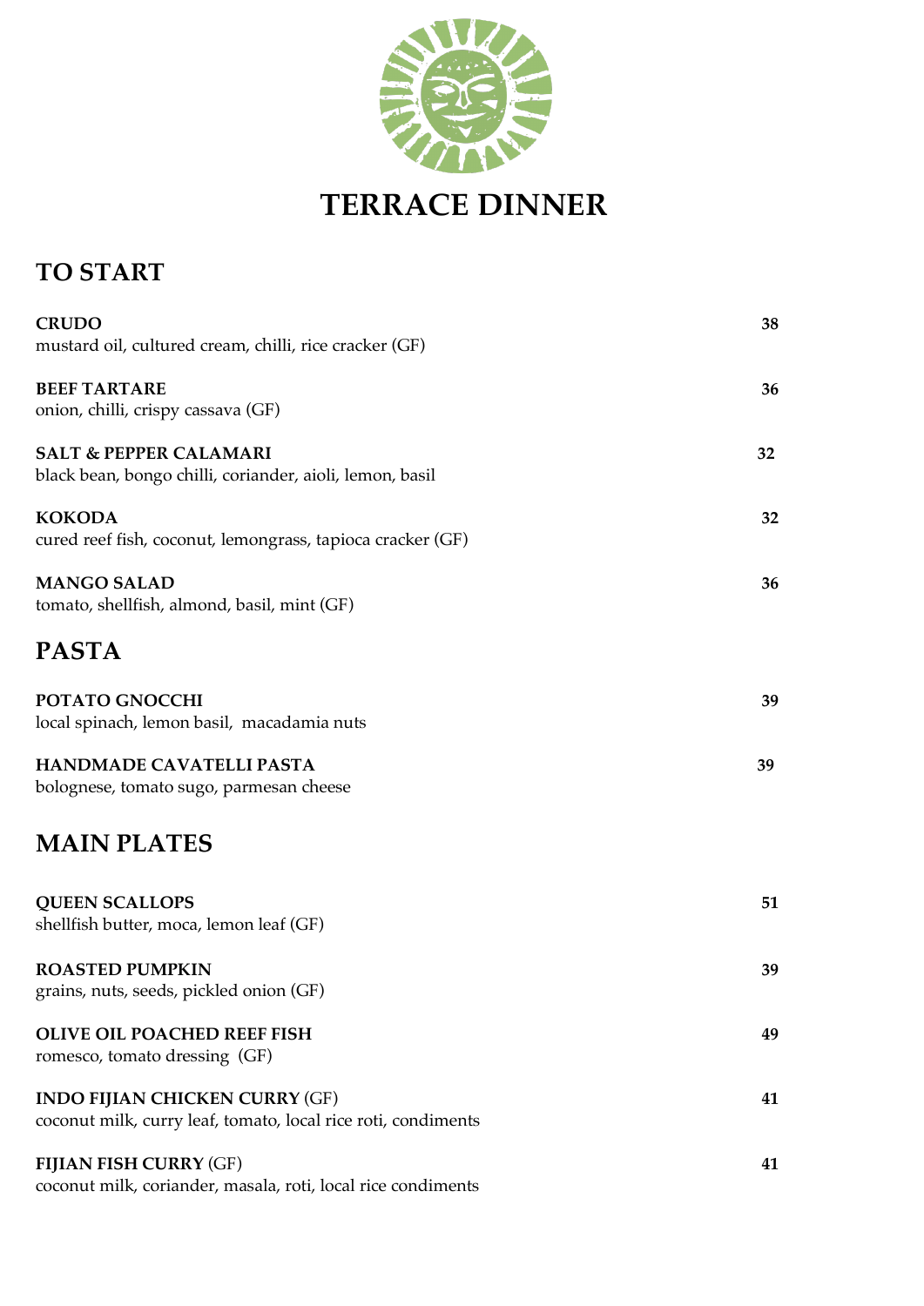# TERRACE DINNER

## TO START

**CRUDO** 38
mustard oil, cultured cream, chilli, rice cracker (GF)

**BEEF TARTARE** 36
onion, chilli, crispy cassava (GF)

**SALT & PEPPER CALAMARI** 32
black bean, bongo chilli, coriander, aioli, lemon, basil

**KOKODA** 32
cured reef fish, coconut, lemongrass, tapioca cracker (GF)

**MANGO SALAD** 36
tomato, shellfish, almond, basil, mint (GF)

## PASTA

**POTATO GNOCCHI** 39
local spinach, lemon basil, macadamia nuts

**HANDMADE CAVATELLI PASTA** 39
bolognese, tomato sugo, parmesan cheese

## MAIN PLATES

**QUEEN SCALLOPS** 51
shellfish butter, moca, lemon leaf (GF)

**ROASTED PUMPKIN** 39
grains, nuts, seeds, pickled onion (GF)

**OLIVE OIL POACHED REEF FISH** 49
romesco, tomato dressing (GF)

**INDO FIJIAN CHICKEN CURRY** (GF) 41
coconut milk, curry leaf, tomato, local rice roti, condiments

**FIJIAN FISH CURRY** (GF) 41
coconut milk, coriander, masala, roti, local rice condiments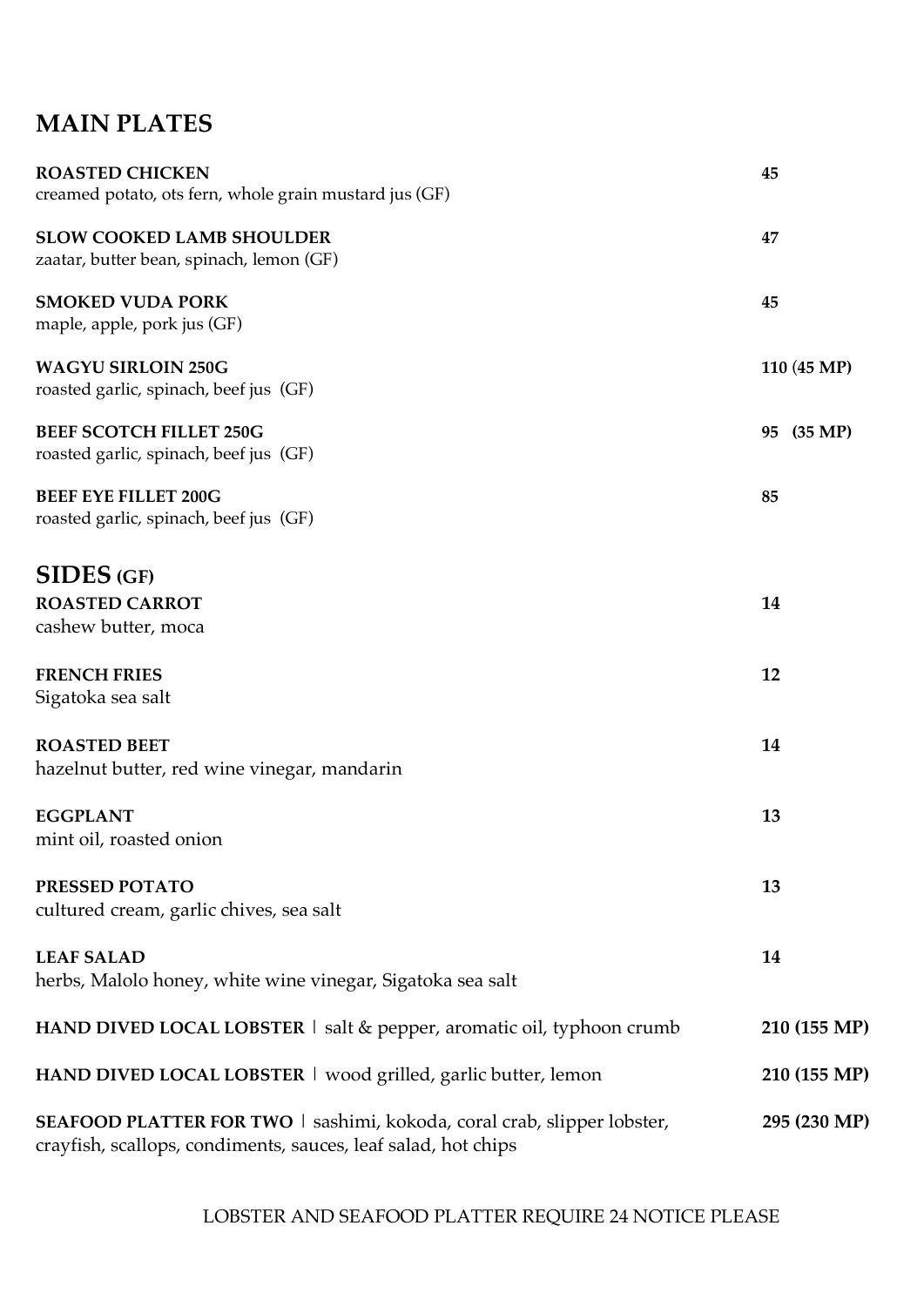## MAIN PLATES

**ROASTED CHICKEN** 45
creamed potato, ots fern, whole grain mustard jus (GF)

**SLOW COOKED LAMB SHOULDER** 47
zaatar, butter bean, spinach, lemon (GF)

**SMOKED VUDA PORK** 45
maple, apple, pork jus (GF)

**WAGYU SIRLOIN 250G** 110 (45 MP)
roasted garlic, spinach, beef jus (GF)

**BEEF SCOTCH FILLET 250G** 95 (35 MP)
roasted garlic, spinach, beef jus (GF)

**BEEF EYE FILLET 200G** 85
roasted garlic, spinach, beef jus (GF)

## SIDES (GF)

**ROASTED CARROT** 14
cashew butter, moca

**FRENCH FRIES** 12
Sigatoka sea salt

**ROASTED BEET** 14
hazelnut butter, red wine vinegar, mandarin

**EGGPLANT** 13
mint oil, roasted onion

**PRESSED POTATO** 13
cultured cream, garlic chives, sea salt

**LEAF SALAD** 14
herbs, Malolo honey, white wine vinegar, Sigatoka sea salt

**HAND DIVED LOCAL LOBSTER** | salt & pepper, aromatic oil, typhoon crumb 210 (155 MP)

**HAND DIVED LOCAL LOBSTER** | wood grilled, garlic butter, lemon 210 (155 MP)

**SEAFOOD PLATTER FOR TWO** | sashimi, kokoda, coral crab, slipper lobster, crayfish, scallops, condiments, sauces, leaf salad, hot chips 295 (230 MP)

LOBSTER AND SEAFOOD PLATTER REQUIRE 24 NOTICE PLEASE